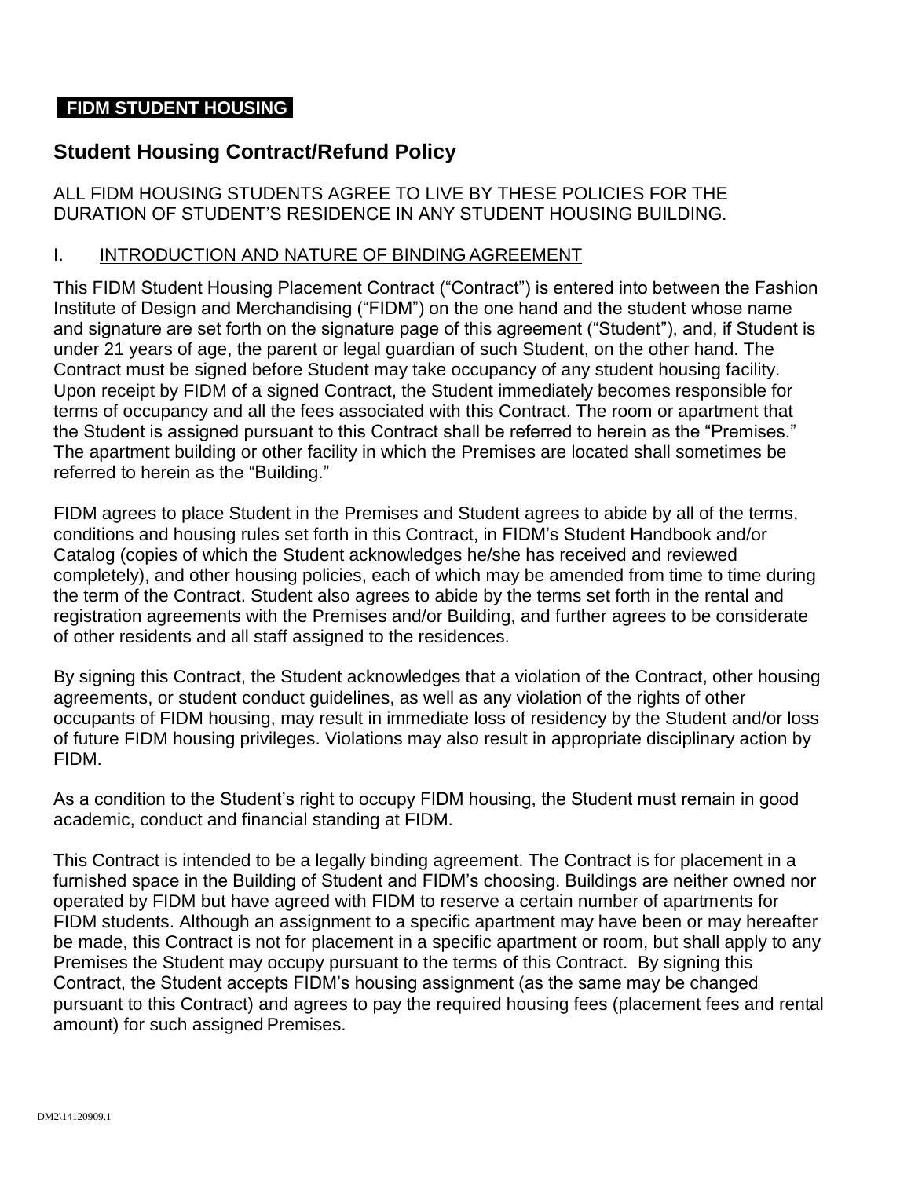**FIDM STUDENT HOUSING**

# Student Housing Contract/Refund Policy

ALL FIDM HOUSING STUDENTS AGREE TO LIVE BY THESE POLICIES FOR THE DURATION OF STUDENT'S RESIDENCE IN ANY STUDENT HOUSING BUILDING.

## I. INTRODUCTION AND NATURE OF BINDING AGREEMENT

This FIDM Student Housing Placement Contract ("Contract") is entered into between the Fashion Institute of Design and Merchandising ("FIDM") on the one hand and the student whose name and signature are set forth on the signature page of this agreement ("Student"), and, if Student is under 21 years of age, the parent or legal guardian of such Student, on the other hand. The Contract must be signed before Student may take occupancy of any student housing facility. Upon receipt by FIDM of a signed Contract, the Student immediately becomes responsible for terms of occupancy and all the fees associated with this Contract. The room or apartment that the Student is assigned pursuant to this Contract shall be referred to herein as the "Premises." The apartment building or other facility in which the Premises are located shall sometimes be referred to herein as the "Building."

FIDM agrees to place Student in the Premises and Student agrees to abide by all of the terms, conditions and housing rules set forth in this Contract, in FIDM's Student Handbook and/or Catalog (copies of which the Student acknowledges he/she has received and reviewed completely), and other housing policies, each of which may be amended from time to time during the term of the Contract. Student also agrees to abide by the terms set forth in the rental and registration agreements with the Premises and/or Building, and further agrees to be considerate of other residents and all staff assigned to the residences.

By signing this Contract, the Student acknowledges that a violation of the Contract, other housing agreements, or student conduct guidelines, as well as any violation of the rights of other occupants of FIDM housing, may result in immediate loss of residency by the Student and/or loss of future FIDM housing privileges. Violations may also result in appropriate disciplinary action by FIDM.

As a condition to the Student's right to occupy FIDM housing, the Student must remain in good academic, conduct and financial standing at FIDM.

This Contract is intended to be a legally binding agreement. The Contract is for placement in a furnished space in the Building of Student and FIDM's choosing. Buildings are neither owned nor operated by FIDM but have agreed with FIDM to reserve a certain number of apartments for FIDM students. Although an assignment to a specific apartment may have been or may hereafter be made, this Contract is not for placement in a specific apartment or room, but shall apply to any Premises the Student may occupy pursuant to the terms of this Contract. By signing this Contract, the Student accepts FIDM's housing assignment (as the same may be changed pursuant to this Contract) and agrees to pay the required housing fees (placement fees and rental amount) for such assigned Premises.

DM2\14120909.1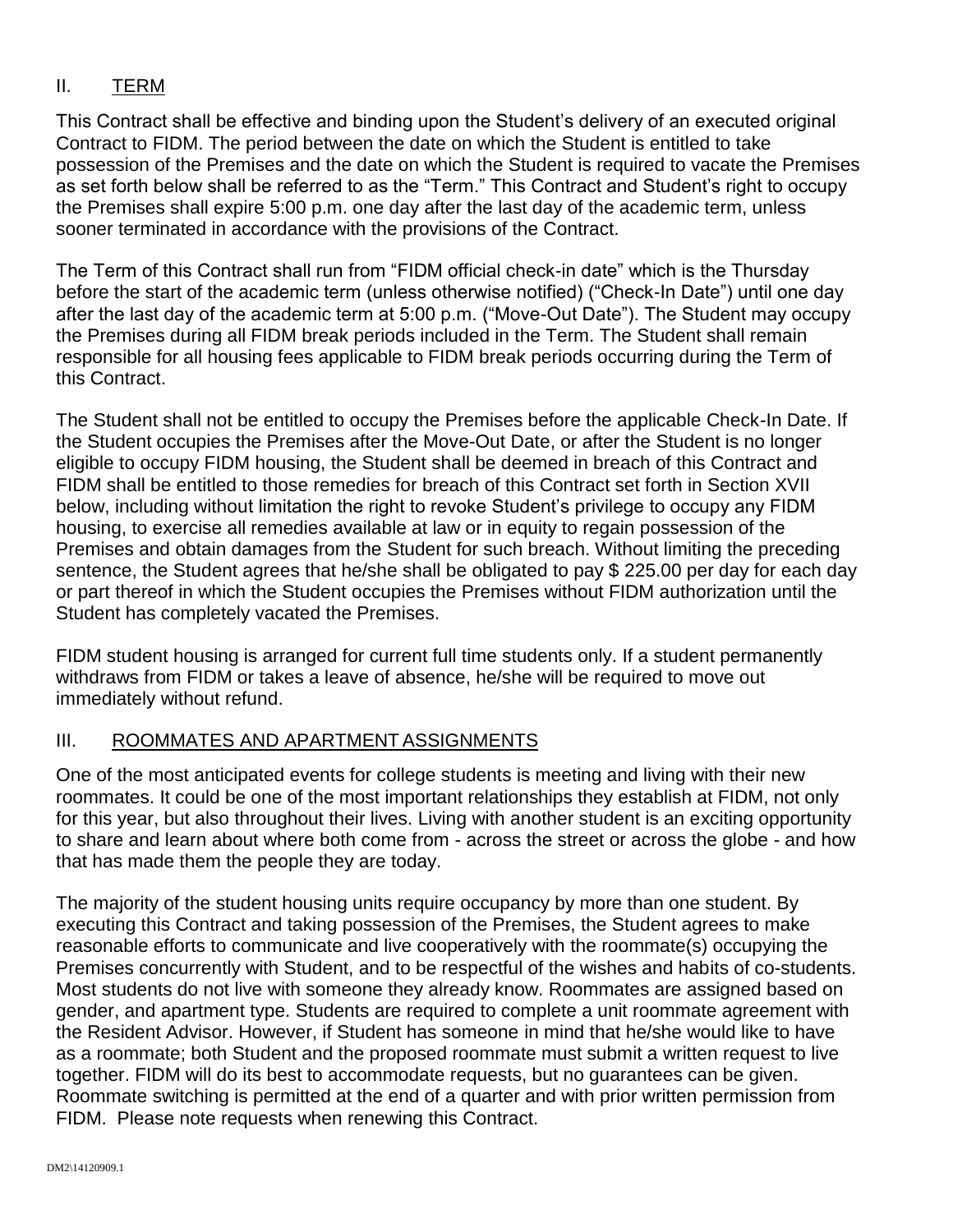## II. TERM

This Contract shall be effective and binding upon the Student's delivery of an executed original Contract to FIDM. The period between the date on which the Student is entitled to take possession of the Premises and the date on which the Student is required to vacate the Premises as set forth below shall be referred to as the "Term." This Contract and Student's right to occupy the Premises shall expire 5:00 p.m. one day after the last day of the academic term, unless sooner terminated in accordance with the provisions of the Contract.

The Term of this Contract shall run from "FIDM official check-in date" which is the Thursday before the start of the academic term (unless otherwise notified) ("Check-In Date") until one day after the last day of the academic term at 5:00 p.m. ("Move-Out Date"). The Student may occupy the Premises during all FIDM break periods included in the Term. The Student shall remain responsible for all housing fees applicable to FIDM break periods occurring during the Term of this Contract.

The Student shall not be entitled to occupy the Premises before the applicable Check-In Date. If the Student occupies the Premises after the Move-Out Date, or after the Student is no longer eligible to occupy FIDM housing, the Student shall be deemed in breach of this Contract and FIDM shall be entitled to those remedies for breach of this Contract set forth in Section XVII below, including without limitation the right to revoke Student's privilege to occupy any FIDM housing, to exercise all remedies available at law or in equity to regain possession of the Premises and obtain damages from the Student for such breach. Without limiting the preceding sentence, the Student agrees that he/she shall be obligated to pay $ 225.00 per day for each day or part thereof in which the Student occupies the Premises without FIDM authorization until the Student has completely vacated the Premises.

FIDM student housing is arranged for current full time students only. If a student permanently withdraws from FIDM or takes a leave of absence, he/she will be required to move out immediately without refund.

## III. ROOMMATES AND APARTMENT ASSIGNMENTS

One of the most anticipated events for college students is meeting and living with their new roommates. It could be one of the most important relationships they establish at FIDM, not only for this year, but also throughout their lives. Living with another student is an exciting opportunity to share and learn about where both come from - across the street or across the globe - and how that has made them the people they are today.

The majority of the student housing units require occupancy by more than one student. By executing this Contract and taking possession of the Premises, the Student agrees to make reasonable efforts to communicate and live cooperatively with the roommate(s) occupying the Premises concurrently with Student, and to be respectful of the wishes and habits of co-students. Most students do not live with someone they already know. Roommates are assigned based on gender, and apartment type. Students are required to complete a unit roommate agreement with the Resident Advisor. However, if Student has someone in mind that he/she would like to have as a roommate; both Student and the proposed roommate must submit a written request to live together. FIDM will do its best to accommodate requests, but no guarantees can be given. Roommate switching is permitted at the end of a quarter and with prior written permission from FIDM. Please note requests when renewing this Contract.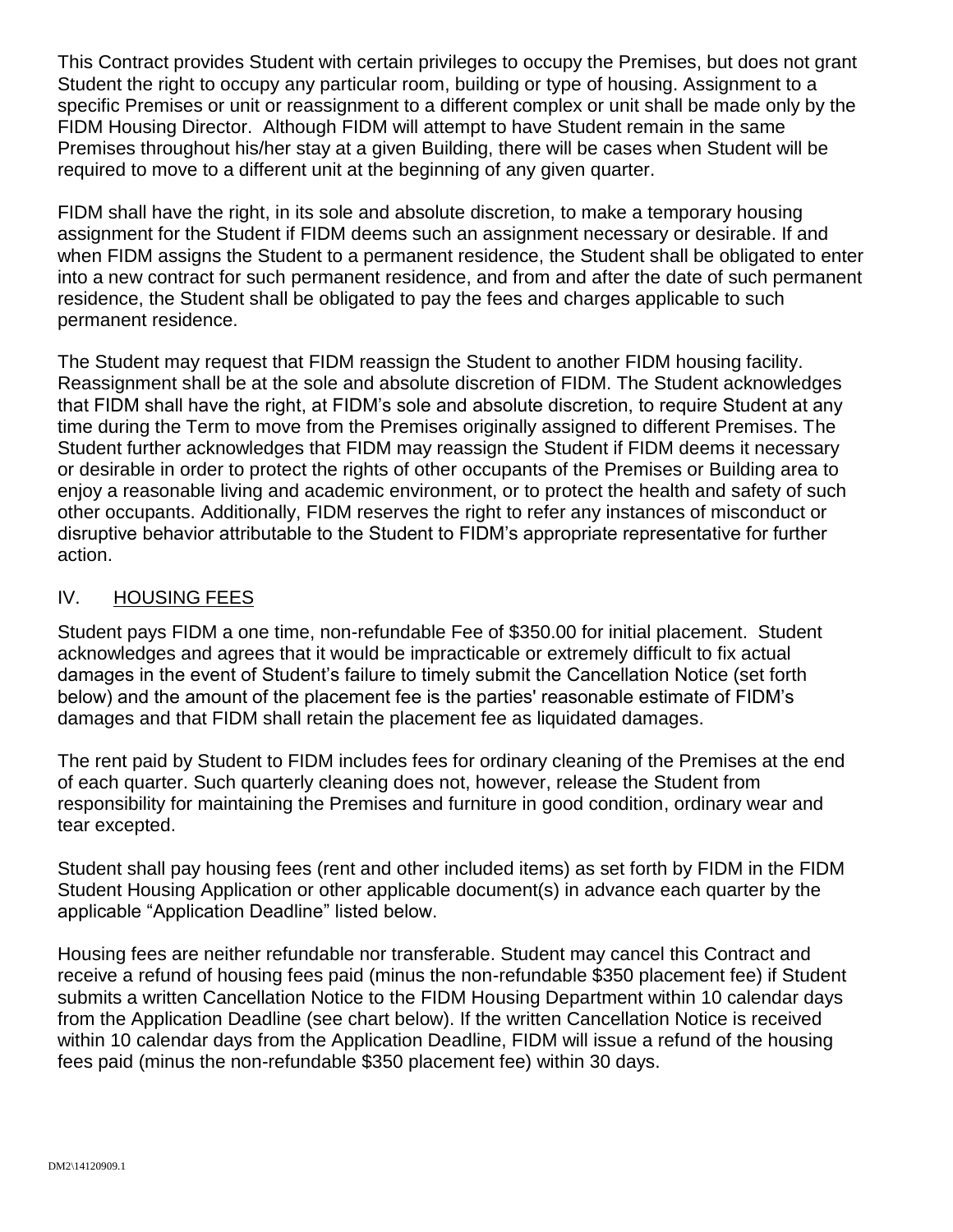This Contract provides Student with certain privileges to occupy the Premises, but does not grant Student the right to occupy any particular room, building or type of housing. Assignment to a specific Premises or unit or reassignment to a different complex or unit shall be made only by the FIDM Housing Director. Although FIDM will attempt to have Student remain in the same Premises throughout his/her stay at a given Building, there will be cases when Student will be required to move to a different unit at the beginning of any given quarter.

FIDM shall have the right, in its sole and absolute discretion, to make a temporary housing assignment for the Student if FIDM deems such an assignment necessary or desirable. If and when FIDM assigns the Student to a permanent residence, the Student shall be obligated to enter into a new contract for such permanent residence, and from and after the date of such permanent residence, the Student shall be obligated to pay the fees and charges applicable to such permanent residence.

The Student may request that FIDM reassign the Student to another FIDM housing facility. Reassignment shall be at the sole and absolute discretion of FIDM. The Student acknowledges that FIDM shall have the right, at FIDM's sole and absolute discretion, to require Student at any time during the Term to move from the Premises originally assigned to different Premises. The Student further acknowledges that FIDM may reassign the Student if FIDM deems it necessary or desirable in order to protect the rights of other occupants of the Premises or Building area to enjoy a reasonable living and academic environment, or to protect the health and safety of such other occupants. Additionally, FIDM reserves the right to refer any instances of misconduct or disruptive behavior attributable to the Student to FIDM's appropriate representative for further action.

## IV. HOUSING FEES

Student pays FIDM a one time, non-refundable Fee of $350.00 for initial placement. Student acknowledges and agrees that it would be impracticable or extremely difficult to fix actual damages in the event of Student's failure to timely submit the Cancellation Notice (set forth below) and the amount of the placement fee is the parties' reasonable estimate of FIDM's damages and that FIDM shall retain the placement fee as liquidated damages.

The rent paid by Student to FIDM includes fees for ordinary cleaning of the Premises at the end of each quarter. Such quarterly cleaning does not, however, release the Student from responsibility for maintaining the Premises and furniture in good condition, ordinary wear and tear excepted.

Student shall pay housing fees (rent and other included items) as set forth by FIDM in the FIDM Student Housing Application or other applicable document(s) in advance each quarter by the applicable "Application Deadline" listed below.

Housing fees are neither refundable nor transferable. Student may cancel this Contract and receive a refund of housing fees paid (minus the non-refundable $350 placement fee) if Student submits a written Cancellation Notice to the FIDM Housing Department within 10 calendar days from the Application Deadline (see chart below). If the written Cancellation Notice is received within 10 calendar days from the Application Deadline, FIDM will issue a refund of the housing fees paid (minus the non-refundable $350 placement fee) within 30 days.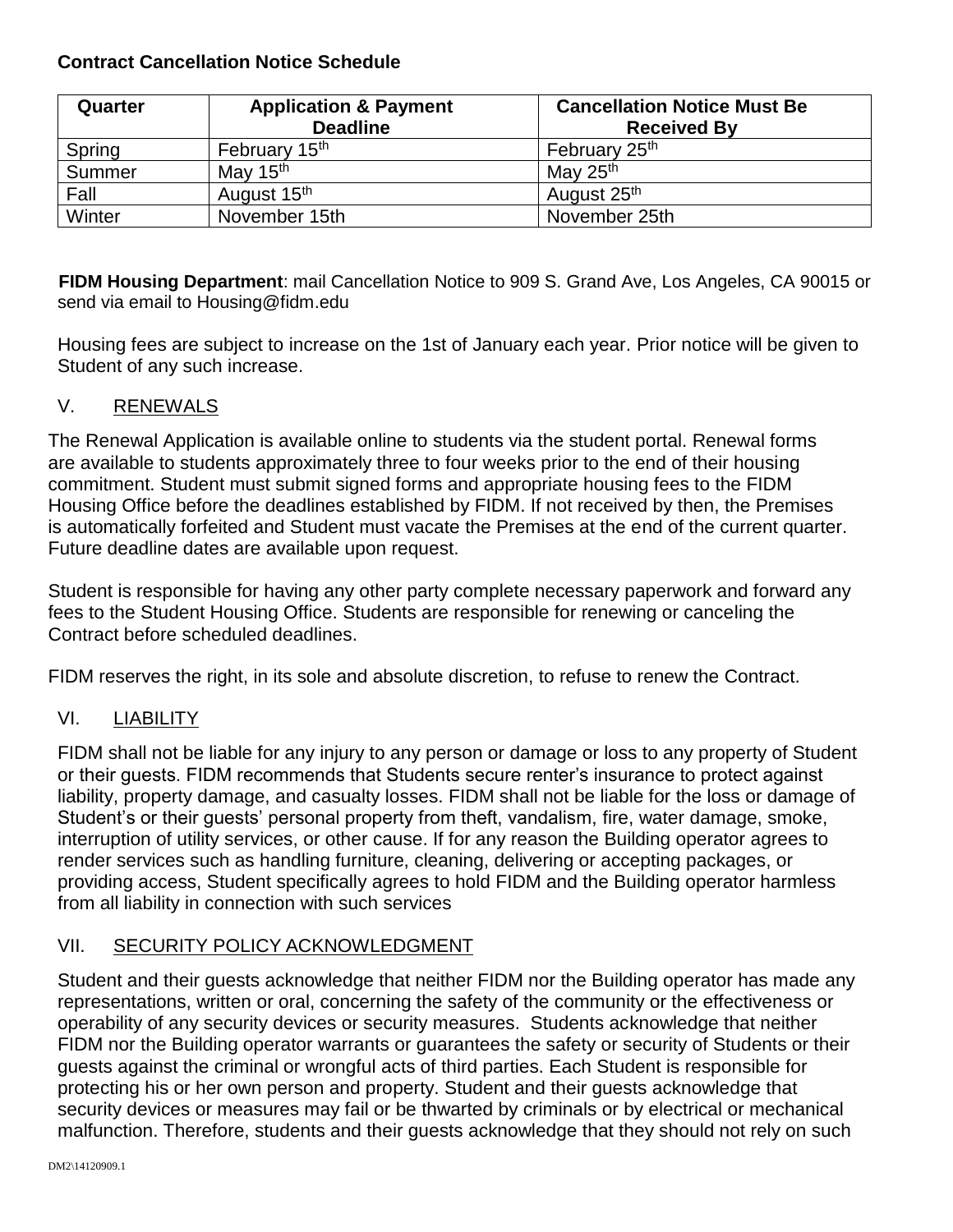**Contract Cancellation Notice Schedule**

| Quarter | Application & Payment Deadline | Cancellation Notice Must Be Received By |
|---|---|---|
| Spring | February 15th | February 25th |
| Summer | May 15th | May 25th |
| Fall | August 15th | August 25th |
| Winter | November 15th | November 25th |

**FIDM Housing Department**: mail Cancellation Notice to 909 S. Grand Ave, Los Angeles, CA 90015 or send via email to Housing@fidm.edu

Housing fees are subject to increase on the 1st of January each year. Prior notice will be given to Student of any such increase.

## V. RENEWALS

The Renewal Application is available online to students via the student portal. Renewal forms are available to students approximately three to four weeks prior to the end of their housing commitment. Student must submit signed forms and appropriate housing fees to the FIDM Housing Office before the deadlines established by FIDM. If not received by then, the Premises is automatically forfeited and Student must vacate the Premises at the end of the current quarter. Future deadline dates are available upon request.

Student is responsible for having any other party complete necessary paperwork and forward any fees to the Student Housing Office. Students are responsible for renewing or canceling the Contract before scheduled deadlines.

FIDM reserves the right, in its sole and absolute discretion, to refuse to renew the Contract.

## VI. LIABILITY

FIDM shall not be liable for any injury to any person or damage or loss to any property of Student or their guests. FIDM recommends that Students secure renter's insurance to protect against liability, property damage, and casualty losses. FIDM shall not be liable for the loss or damage of Student's or their guests' personal property from theft, vandalism, fire, water damage, smoke, interruption of utility services, or other cause. If for any reason the Building operator agrees to render services such as handling furniture, cleaning, delivering or accepting packages, or providing access, Student specifically agrees to hold FIDM and the Building operator harmless from all liability in connection with such services

## VII. SECURITY POLICY ACKNOWLEDGMENT

Student and their guests acknowledge that neither FIDM nor the Building operator has made any representations, written or oral, concerning the safety of the community or the effectiveness or operability of any security devices or security measures. Students acknowledge that neither FIDM nor the Building operator warrants or guarantees the safety or security of Students or their guests against the criminal or wrongful acts of third parties. Each Student is responsible for protecting his or her own person and property. Student and their guests acknowledge that security devices or measures may fail or be thwarted by criminals or by electrical or mechanical malfunction. Therefore, students and their guests acknowledge that they should not rely on such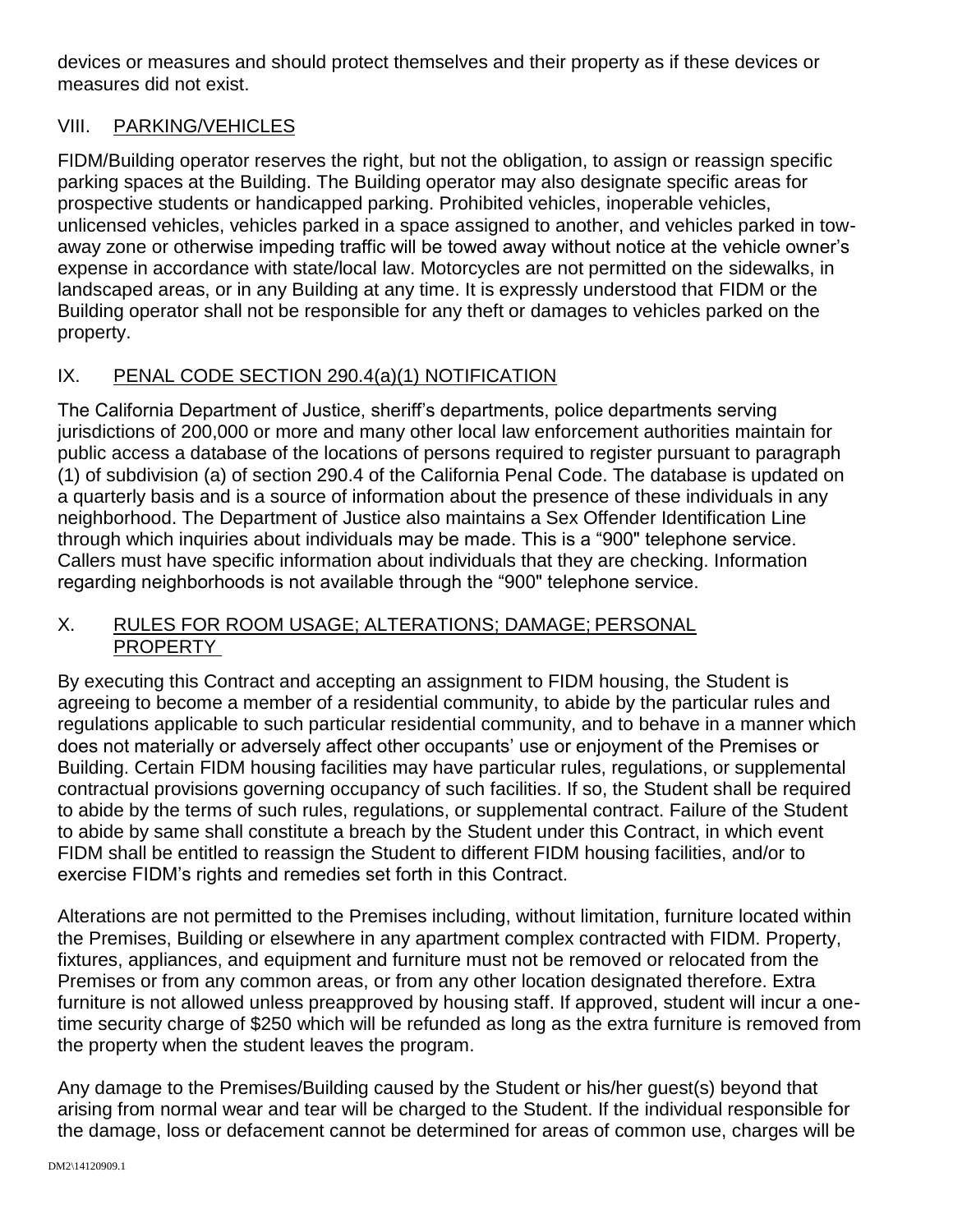devices or measures and should protect themselves and their property as if these devices or measures did not exist.

## VIII. PARKING/VEHICLES

FIDM/Building operator reserves the right, but not the obligation, to assign or reassign specific parking spaces at the Building. The Building operator may also designate specific areas for prospective students or handicapped parking. Prohibited vehicles, inoperable vehicles, unlicensed vehicles, vehicles parked in a space assigned to another, and vehicles parked in tow-away zone or otherwise impeding traffic will be towed away without notice at the vehicle owner's expense in accordance with state/local law. Motorcycles are not permitted on the sidewalks, in landscaped areas, or in any Building at any time. It is expressly understood that FIDM or the Building operator shall not be responsible for any theft or damages to vehicles parked on the property.

## IX. PENAL CODE SECTION 290.4(a)(1) NOTIFICATION

The California Department of Justice, sheriff's departments, police departments serving jurisdictions of 200,000 or more and many other local law enforcement authorities maintain for public access a database of the locations of persons required to register pursuant to paragraph (1) of subdivision (a) of section 290.4 of the California Penal Code. The database is updated on a quarterly basis and is a source of information about the presence of these individuals in any neighborhood. The Department of Justice also maintains a Sex Offender Identification Line through which inquiries about individuals may be made. This is a "900" telephone service. Callers must have specific information about individuals that they are checking. Information regarding neighborhoods is not available through the "900" telephone service.

## X. RULES FOR ROOM USAGE; ALTERATIONS; DAMAGE; PERSONAL PROPERTY

By executing this Contract and accepting an assignment to FIDM housing, the Student is agreeing to become a member of a residential community, to abide by the particular rules and regulations applicable to such particular residential community, and to behave in a manner which does not materially or adversely affect other occupants' use or enjoyment of the Premises or Building. Certain FIDM housing facilities may have particular rules, regulations, or supplemental contractual provisions governing occupancy of such facilities. If so, the Student shall be required to abide by the terms of such rules, regulations, or supplemental contract. Failure of the Student to abide by same shall constitute a breach by the Student under this Contract, in which event FIDM shall be entitled to reassign the Student to different FIDM housing facilities, and/or to exercise FIDM's rights and remedies set forth in this Contract.

Alterations are not permitted to the Premises including, without limitation, furniture located within the Premises, Building or elsewhere in any apartment complex contracted with FIDM. Property, fixtures, appliances, and equipment and furniture must not be removed or relocated from the Premises or from any common areas, or from any other location designated therefore. Extra furniture is not allowed unless preapproved by housing staff. If approved, student will incur a one-time security charge of $250 which will be refunded as long as the extra furniture is removed from the property when the student leaves the program.

Any damage to the Premises/Building caused by the Student or his/her guest(s) beyond that arising from normal wear and tear will be charged to the Student. If the individual responsible for the damage, loss or defacement cannot be determined for areas of common use, charges will be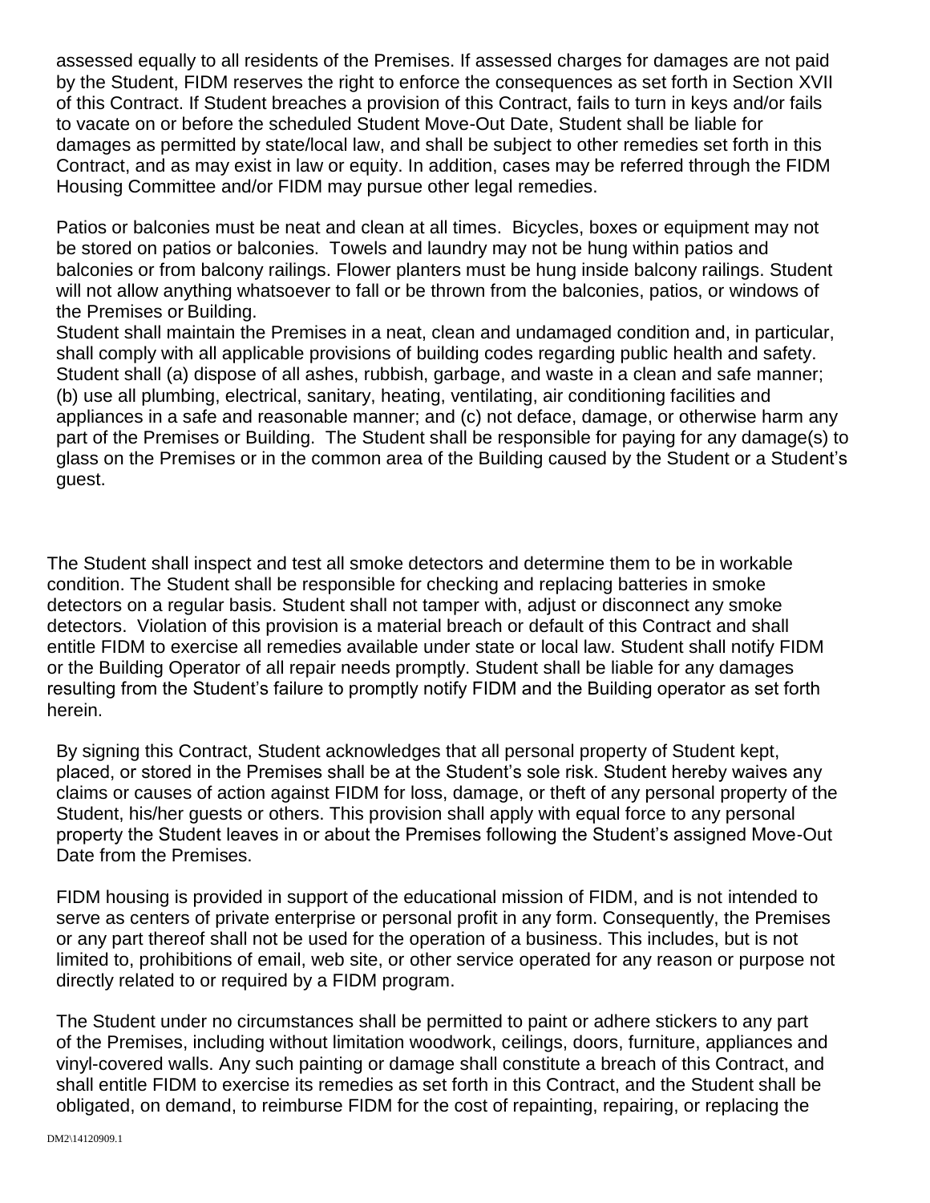assessed equally to all residents of the Premises. If assessed charges for damages are not paid by the Student, FIDM reserves the right to enforce the consequences as set forth in Section XVII of this Contract. If Student breaches a provision of this Contract, fails to turn in keys and/or fails to vacate on or before the scheduled Student Move-Out Date, Student shall be liable for damages as permitted by state/local law, and shall be subject to other remedies set forth in this Contract, and as may exist in law or equity. In addition, cases may be referred through the FIDM Housing Committee and/or FIDM may pursue other legal remedies.

Patios or balconies must be neat and clean at all times. Bicycles, boxes or equipment may not be stored on patios or balconies. Towels and laundry may not be hung within patios and balconies or from balcony railings. Flower planters must be hung inside balcony railings. Student will not allow anything whatsoever to fall or be thrown from the balconies, patios, or windows of the Premises or Building.

Student shall maintain the Premises in a neat, clean and undamaged condition and, in particular, shall comply with all applicable provisions of building codes regarding public health and safety. Student shall (a) dispose of all ashes, rubbish, garbage, and waste in a clean and safe manner; (b) use all plumbing, electrical, sanitary, heating, ventilating, air conditioning facilities and appliances in a safe and reasonable manner; and (c) not deface, damage, or otherwise harm any part of the Premises or Building. The Student shall be responsible for paying for any damage(s) to glass on the Premises or in the common area of the Building caused by the Student or a Student's guest.

The Student shall inspect and test all smoke detectors and determine them to be in workable condition. The Student shall be responsible for checking and replacing batteries in smoke detectors on a regular basis. Student shall not tamper with, adjust or disconnect any smoke detectors. Violation of this provision is a material breach or default of this Contract and shall entitle FIDM to exercise all remedies available under state or local law. Student shall notify FIDM or the Building Operator of all repair needs promptly. Student shall be liable for any damages resulting from the Student's failure to promptly notify FIDM and the Building operator as set forth herein.

By signing this Contract, Student acknowledges that all personal property of Student kept, placed, or stored in the Premises shall be at the Student's sole risk. Student hereby waives any claims or causes of action against FIDM for loss, damage, or theft of any personal property of the Student, his/her guests or others. This provision shall apply with equal force to any personal property the Student leaves in or about the Premises following the Student's assigned Move-Out Date from the Premises.

FIDM housing is provided in support of the educational mission of FIDM, and is not intended to serve as centers of private enterprise or personal profit in any form. Consequently, the Premises or any part thereof shall not be used for the operation of a business. This includes, but is not limited to, prohibitions of email, web site, or other service operated for any reason or purpose not directly related to or required by a FIDM program.

The Student under no circumstances shall be permitted to paint or adhere stickers to any part of the Premises, including without limitation woodwork, ceilings, doors, furniture, appliances and vinyl-covered walls. Any such painting or damage shall constitute a breach of this Contract, and shall entitle FIDM to exercise its remedies as set forth in this Contract, and the Student shall be obligated, on demand, to reimburse FIDM for the cost of repainting, repairing, or replacing the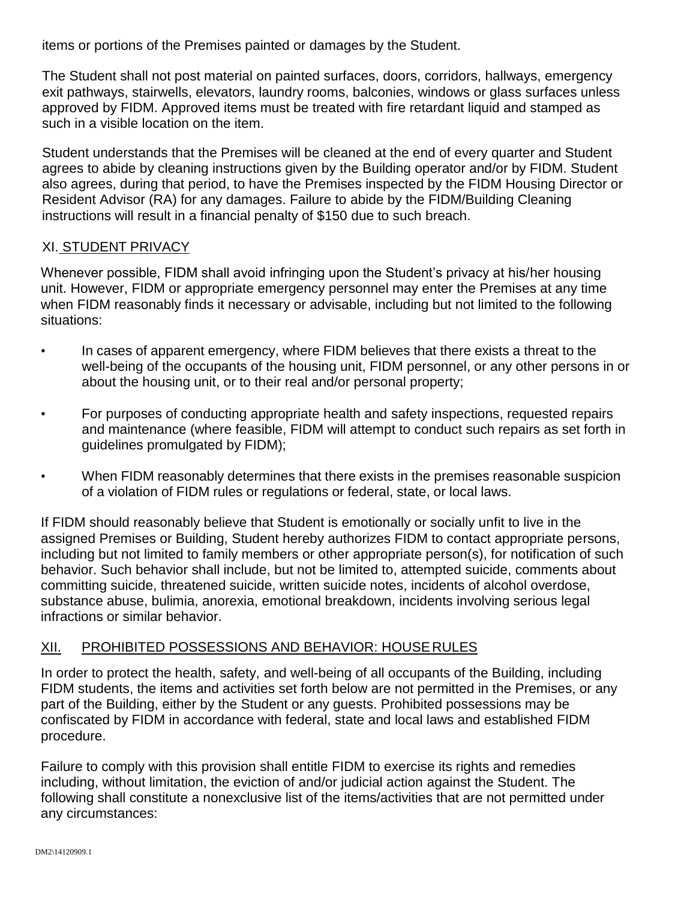items or portions of the Premises painted or damages by the Student.

The Student shall not post material on painted surfaces, doors, corridors, hallways, emergency exit pathways, stairwells, elevators, laundry rooms, balconies, windows or glass surfaces unless approved by FIDM. Approved items must be treated with fire retardant liquid and stamped as such in a visible location on the item.

Student understands that the Premises will be cleaned at the end of every quarter and Student agrees to abide by cleaning instructions given by the Building operator and/or by FIDM. Student also agrees, during that period, to have the Premises inspected by the FIDM Housing Director or Resident Advisor (RA) for any damages. Failure to abide by the FIDM/Building Cleaning instructions will result in a financial penalty of $150 due to such breach.

## XI. STUDENT PRIVACY

Whenever possible, FIDM shall avoid infringing upon the Student's privacy at his/her housing unit. However, FIDM or appropriate emergency personnel may enter the Premises at any time when FIDM reasonably finds it necessary or advisable, including but not limited to the following situations:

- In cases of apparent emergency, where FIDM believes that there exists a threat to the well-being of the occupants of the housing unit, FIDM personnel, or any other persons in or about the housing unit, or to their real and/or personal property;
- For purposes of conducting appropriate health and safety inspections, requested repairs and maintenance (where feasible, FIDM will attempt to conduct such repairs as set forth in guidelines promulgated by FIDM);
- When FIDM reasonably determines that there exists in the premises reasonable suspicion of a violation of FIDM rules or regulations or federal, state, or local laws.

If FIDM should reasonably believe that Student is emotionally or socially unfit to live in the assigned Premises or Building, Student hereby authorizes FIDM to contact appropriate persons, including but not limited to family members or other appropriate person(s), for notification of such behavior. Such behavior shall include, but not be limited to, attempted suicide, comments about committing suicide, threatened suicide, written suicide notes, incidents of alcohol overdose, substance abuse, bulimia, anorexia, emotional breakdown, incidents involving serious legal infractions or similar behavior.

## XII. PROHIBITED POSSESSIONS AND BEHAVIOR: HOUSE RULES

In order to protect the health, safety, and well-being of all occupants of the Building, including FIDM students, the items and activities set forth below are not permitted in the Premises, or any part of the Building, either by the Student or any guests. Prohibited possessions may be confiscated by FIDM in accordance with federal, state and local laws and established FIDM procedure.

Failure to comply with this provision shall entitle FIDM to exercise its rights and remedies including, without limitation, the eviction of and/or judicial action against the Student. The following shall constitute a nonexclusive list of the items/activities that are not permitted under any circumstances:

DM2\14120909.1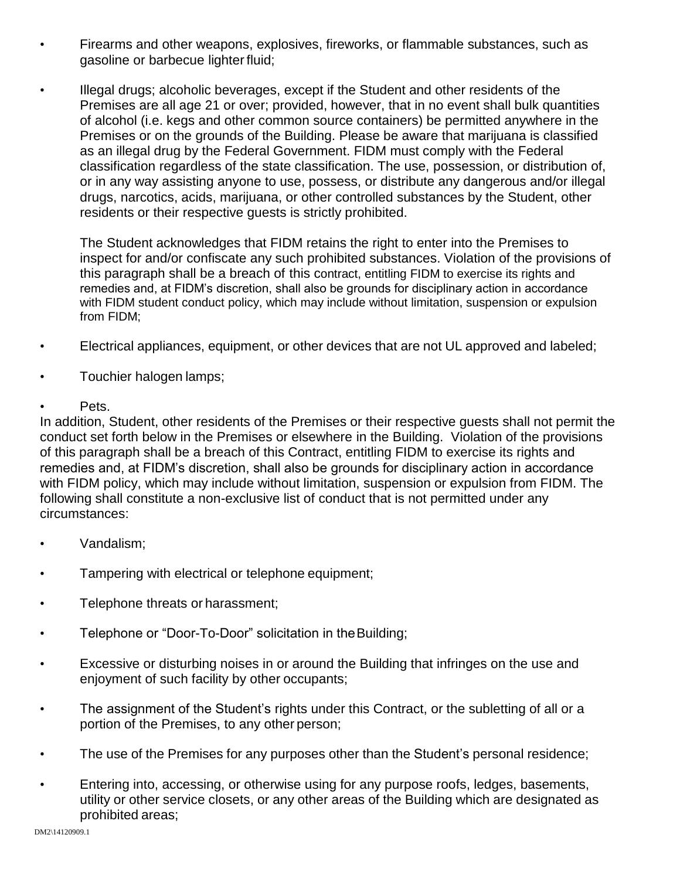- Firearms and other weapons, explosives, fireworks, or flammable substances, such as gasoline or barbecue lighter fluid;

- Illegal drugs; alcoholic beverages, except if the Student and other residents of the Premises are all age 21 or over; provided, however, that in no event shall bulk quantities of alcohol (i.e. kegs and other common source containers) be permitted anywhere in the Premises or on the grounds of the Building. Please be aware that marijuana is classified as an illegal drug by the Federal Government. FIDM must comply with the Federal classification regardless of the state classification. The use, possession, or distribution of, or in any way assisting anyone to use, possess, or distribute any dangerous and/or illegal drugs, narcotics, acids, marijuana, or other controlled substances by the Student, other residents or their respective guests is strictly prohibited.

  The Student acknowledges that FIDM retains the right to enter into the Premises to inspect for and/or confiscate any such prohibited substances. Violation of the provisions of this paragraph shall be a breach of this contract, entitling FIDM to exercise its rights and remedies and, at FIDM's discretion, shall also be grounds for disciplinary action in accordance with FIDM student conduct policy, which may include without limitation, suspension or expulsion from FIDM;

- Electrical appliances, equipment, or other devices that are not UL approved and labeled;

- Touchier halogen lamps;

- Pets.

In addition, Student, other residents of the Premises or their respective guests shall not permit the conduct set forth below in the Premises or elsewhere in the Building. Violation of the provisions of this paragraph shall be a breach of this Contract, entitling FIDM to exercise its rights and remedies and, at FIDM's discretion, shall also be grounds for disciplinary action in accordance with FIDM policy, which may include without limitation, suspension or expulsion from FIDM. The following shall constitute a non-exclusive list of conduct that is not permitted under any circumstances:

- Vandalism;

- Tampering with electrical or telephone equipment;

- Telephone threats or harassment;

- Telephone or "Door-To-Door" solicitation in the Building;

- Excessive or disturbing noises in or around the Building that infringes on the use and enjoyment of such facility by other occupants;

- The assignment of the Student's rights under this Contract, or the subletting of all or a portion of the Premises, to any other person;

- The use of the Premises for any purposes other than the Student's personal residence;

- Entering into, accessing, or otherwise using for any purpose roofs, ledges, basements, utility or other service closets, or any other areas of the Building which are designated as prohibited areas;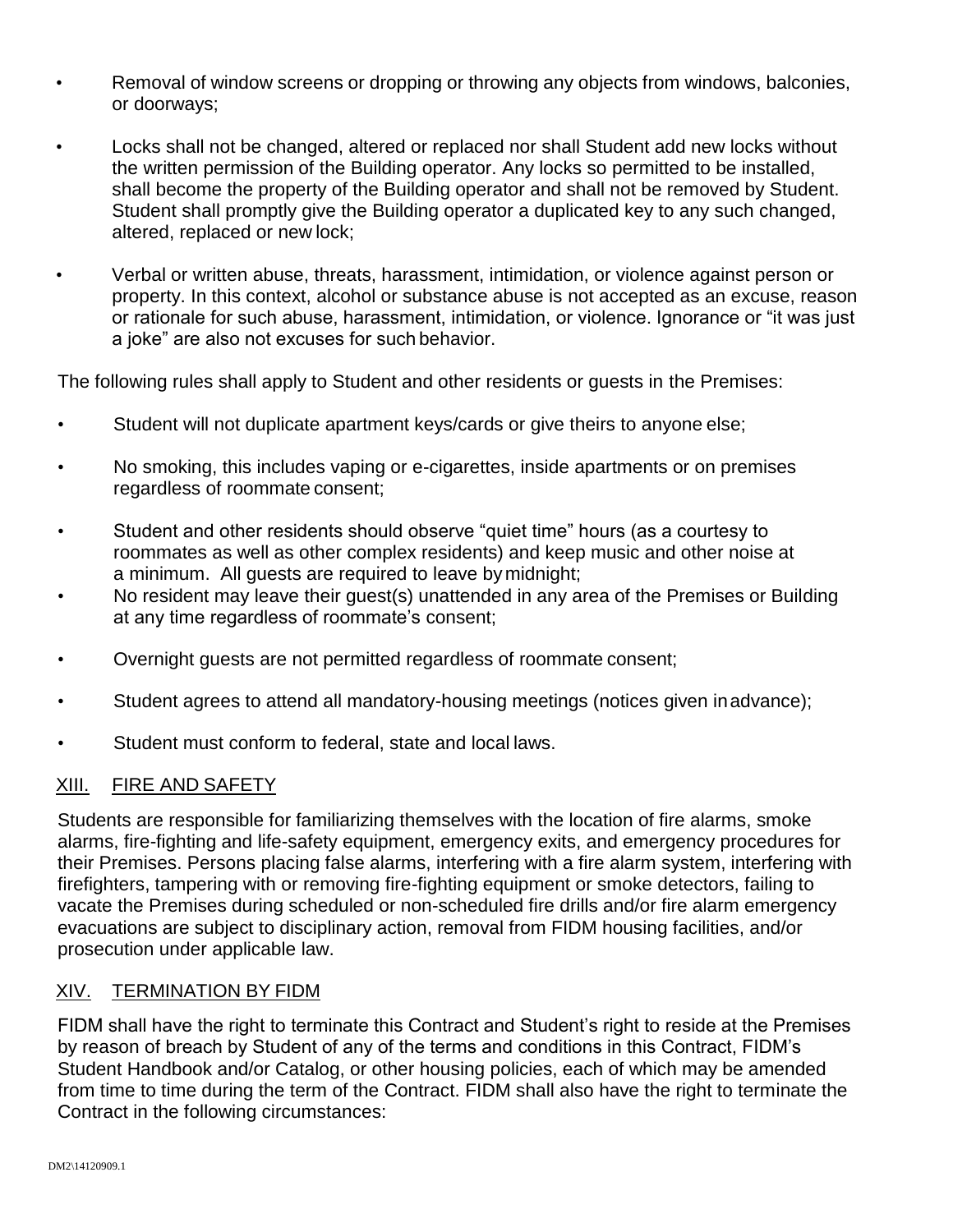- Removal of window screens or dropping or throwing any objects from windows, balconies, or doorways;
- Locks shall not be changed, altered or replaced nor shall Student add new locks without the written permission of the Building operator. Any locks so permitted to be installed, shall become the property of the Building operator and shall not be removed by Student. Student shall promptly give the Building operator a duplicated key to any such changed, altered, replaced or new lock;
- Verbal or written abuse, threats, harassment, intimidation, or violence against person or property. In this context, alcohol or substance abuse is not accepted as an excuse, reason or rationale for such abuse, harassment, intimidation, or violence. Ignorance or "it was just a joke" are also not excuses for such behavior.

The following rules shall apply to Student and other residents or guests in the Premises:

- Student will not duplicate apartment keys/cards or give theirs to anyone else;
- No smoking, this includes vaping or e-cigarettes, inside apartments or on premises regardless of roommate consent;
- Student and other residents should observe "quiet time" hours (as a courtesy to roommates as well as other complex residents) and keep music and other noise at a minimum. All guests are required to leave by midnight;
- No resident may leave their guest(s) unattended in any area of the Premises or Building at any time regardless of roommate's consent;
- Overnight guests are not permitted regardless of roommate consent;
- Student agrees to attend all mandatory-housing meetings (notices given in advance);
- Student must conform to federal, state and local laws.

## XIII. FIRE AND SAFETY

Students are responsible for familiarizing themselves with the location of fire alarms, smoke alarms, fire-fighting and life-safety equipment, emergency exits, and emergency procedures for their Premises. Persons placing false alarms, interfering with a fire alarm system, interfering with firefighters, tampering with or removing fire-fighting equipment or smoke detectors, failing to vacate the Premises during scheduled or non-scheduled fire drills and/or fire alarm emergency evacuations are subject to disciplinary action, removal from FIDM housing facilities, and/or prosecution under applicable law.

## XIV. TERMINATION BY FIDM

FIDM shall have the right to terminate this Contract and Student's right to reside at the Premises by reason of breach by Student of any of the terms and conditions in this Contract, FIDM's Student Handbook and/or Catalog, or other housing policies, each of which may be amended from time to time during the term of the Contract. FIDM shall also have the right to terminate the Contract in the following circumstances: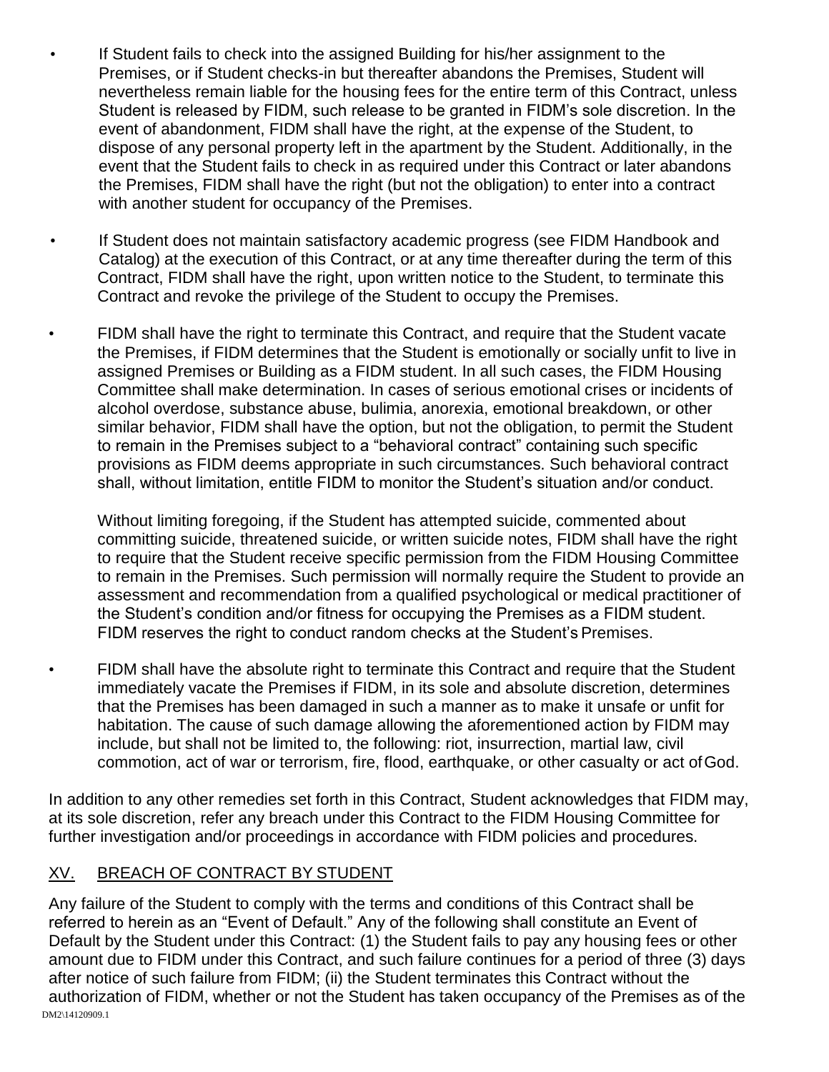- If Student fails to check into the assigned Building for his/her assignment to the Premises, or if Student checks-in but thereafter abandons the Premises, Student will nevertheless remain liable for the housing fees for the entire term of this Contract, unless Student is released by FIDM, such release to be granted in FIDM's sole discretion. In the event of abandonment, FIDM shall have the right, at the expense of the Student, to dispose of any personal property left in the apartment by the Student. Additionally, in the event that the Student fails to check in as required under this Contract or later abandons the Premises, FIDM shall have the right (but not the obligation) to enter into a contract with another student for occupancy of the Premises.

- If Student does not maintain satisfactory academic progress (see FIDM Handbook and Catalog) at the execution of this Contract, or at any time thereafter during the term of this Contract, FIDM shall have the right, upon written notice to the Student, to terminate this Contract and revoke the privilege of the Student to occupy the Premises.

- FIDM shall have the right to terminate this Contract, and require that the Student vacate the Premises, if FIDM determines that the Student is emotionally or socially unfit to live in assigned Premises or Building as a FIDM student. In all such cases, the FIDM Housing Committee shall make determination. In cases of serious emotional crises or incidents of alcohol overdose, substance abuse, bulimia, anorexia, emotional breakdown, or other similar behavior, FIDM shall have the option, but not the obligation, to permit the Student to remain in the Premises subject to a "behavioral contract" containing such specific provisions as FIDM deems appropriate in such circumstances. Such behavioral contract shall, without limitation, entitle FIDM to monitor the Student's situation and/or conduct.

  Without limiting foregoing, if the Student has attempted suicide, commented about committing suicide, threatened suicide, or written suicide notes, FIDM shall have the right to require that the Student receive specific permission from the FIDM Housing Committee to remain in the Premises. Such permission will normally require the Student to provide an assessment and recommendation from a qualified psychological or medical practitioner of the Student's condition and/or fitness for occupying the Premises as a FIDM student. FIDM reserves the right to conduct random checks at the Student's Premises.

- FIDM shall have the absolute right to terminate this Contract and require that the Student immediately vacate the Premises if FIDM, in its sole and absolute discretion, determines that the Premises has been damaged in such a manner as to make it unsafe or unfit for habitation. The cause of such damage allowing the aforementioned action by FIDM may include, but shall not be limited to, the following: riot, insurrection, martial law, civil commotion, act of war or terrorism, fire, flood, earthquake, or other casualty or act of God.

In addition to any other remedies set forth in this Contract, Student acknowledges that FIDM may, at its sole discretion, refer any breach under this Contract to the FIDM Housing Committee for further investigation and/or proceedings in accordance with FIDM policies and procedures.

## XV. BREACH OF CONTRACT BY STUDENT

Any failure of the Student to comply with the terms and conditions of this Contract shall be referred to herein as an "Event of Default." Any of the following shall constitute an Event of Default by the Student under this Contract: (1) the Student fails to pay any housing fees or other amount due to FIDM under this Contract, and such failure continues for a period of three (3) days after notice of such failure from FIDM; (ii) the Student terminates this Contract without the authorization of FIDM, whether or not the Student has taken occupancy of the Premises as of the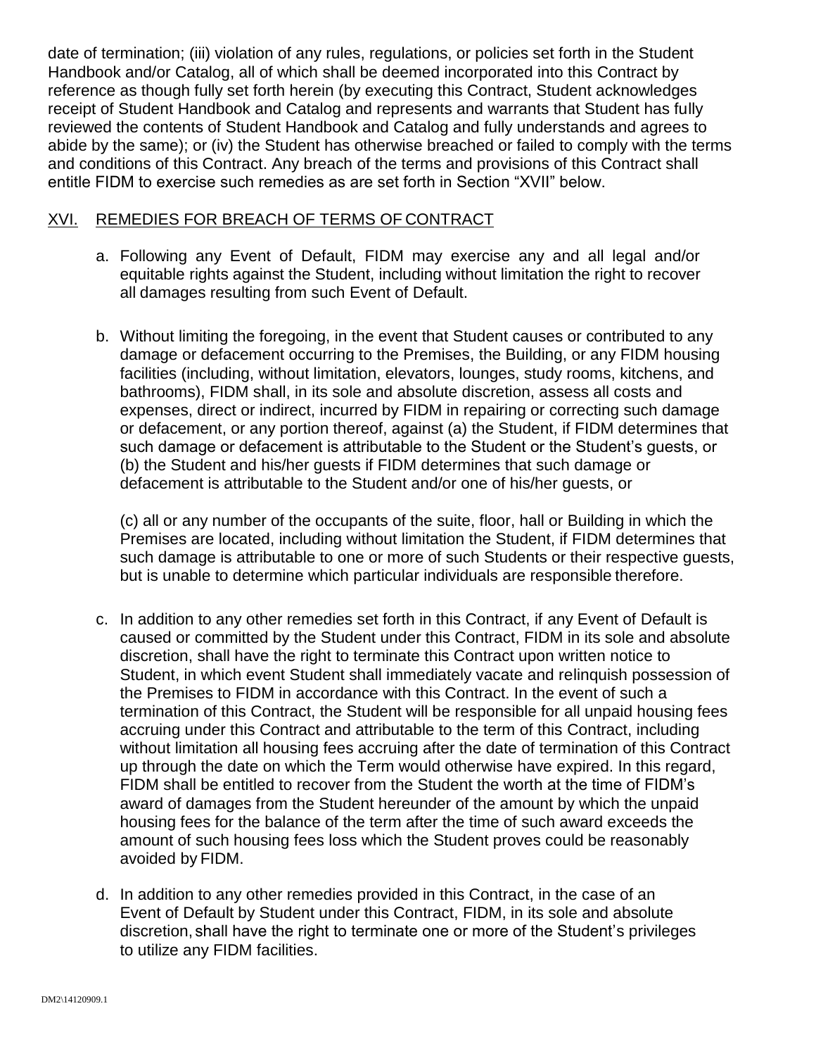date of termination; (iii) violation of any rules, regulations, or policies set forth in the Student Handbook and/or Catalog, all of which shall be deemed incorporated into this Contract by reference as though fully set forth herein (by executing this Contract, Student acknowledges receipt of Student Handbook and Catalog and represents and warrants that Student has fully reviewed the contents of Student Handbook and Catalog and fully understands and agrees to abide by the same); or (iv) the Student has otherwise breached or failed to comply with the terms and conditions of this Contract. Any breach of the terms and provisions of this Contract shall entitle FIDM to exercise such remedies as are set forth in Section "XVII" below.

## XVI. REMEDIES FOR BREACH OF TERMS OF CONTRACT

a. Following any Event of Default, FIDM may exercise any and all legal and/or equitable rights against the Student, including without limitation the right to recover all damages resulting from such Event of Default.

b. Without limiting the foregoing, in the event that Student causes or contributed to any damage or defacement occurring to the Premises, the Building, or any FIDM housing facilities (including, without limitation, elevators, lounges, study rooms, kitchens, and bathrooms), FIDM shall, in its sole and absolute discretion, assess all costs and expenses, direct or indirect, incurred by FIDM in repairing or correcting such damage or defacement, or any portion thereof, against (a) the Student, if FIDM determines that such damage or defacement is attributable to the Student or the Student's guests, or (b) the Student and his/her guests if FIDM determines that such damage or defacement is attributable to the Student and/or one of his/her guests, or

   (c) all or any number of the occupants of the suite, floor, hall or Building in which the Premises are located, including without limitation the Student, if FIDM determines that such damage is attributable to one or more of such Students or their respective guests, but is unable to determine which particular individuals are responsible therefore.

c. In addition to any other remedies set forth in this Contract, if any Event of Default is caused or committed by the Student under this Contract, FIDM in its sole and absolute discretion, shall have the right to terminate this Contract upon written notice to Student, in which event Student shall immediately vacate and relinquish possession of the Premises to FIDM in accordance with this Contract. In the event of such a termination of this Contract, the Student will be responsible for all unpaid housing fees accruing under this Contract and attributable to the term of this Contract, including without limitation all housing fees accruing after the date of termination of this Contract up through the date on which the Term would otherwise have expired. In this regard, FIDM shall be entitled to recover from the Student the worth at the time of FIDM's award of damages from the Student hereunder of the amount by which the unpaid housing fees for the balance of the term after the time of such award exceeds the amount of such housing fees loss which the Student proves could be reasonably avoided by FIDM.

d. In addition to any other remedies provided in this Contract, in the case of an Event of Default by Student under this Contract, FIDM, in its sole and absolute discretion, shall have the right to terminate one or more of the Student's privileges to utilize any FIDM facilities.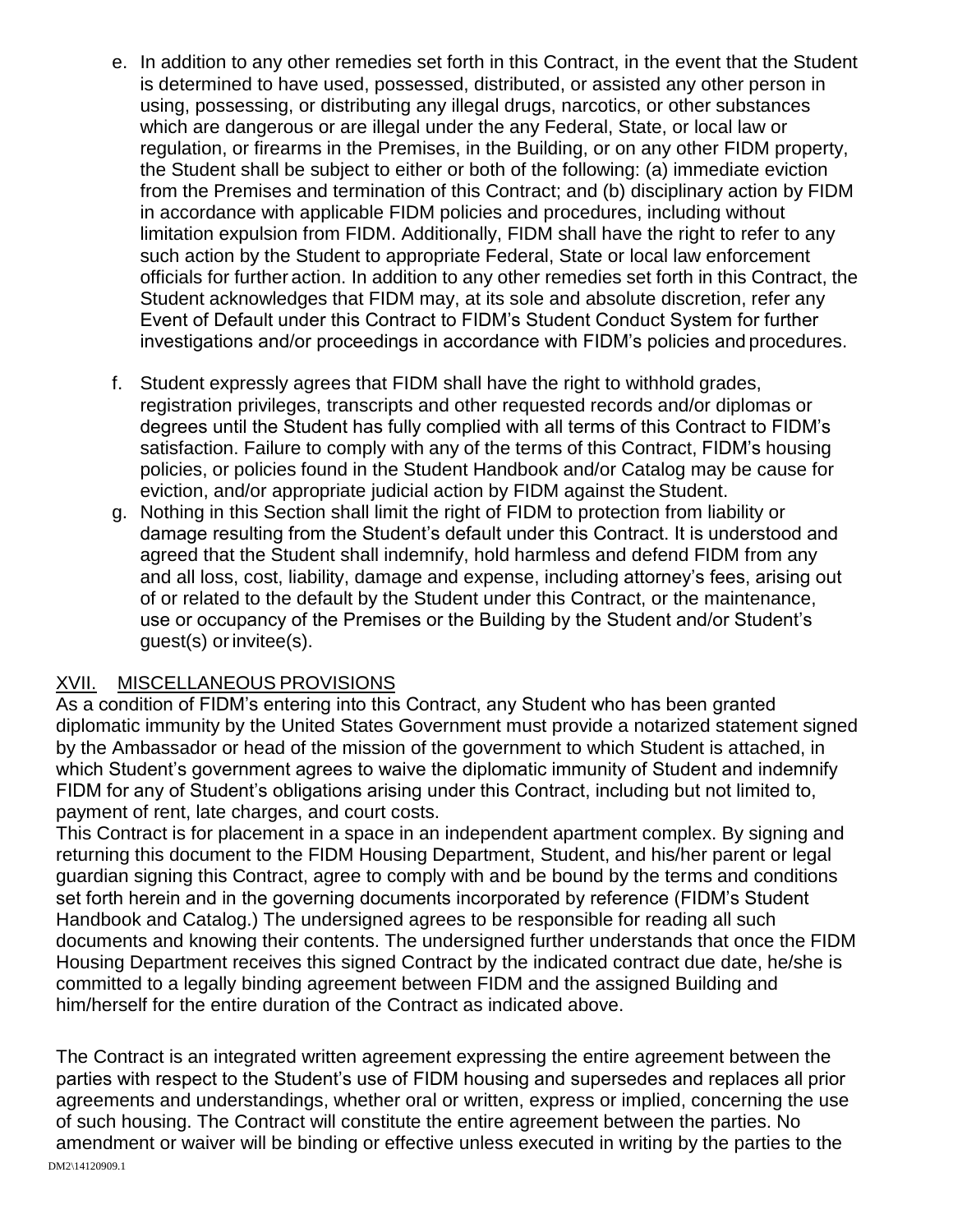e. In addition to any other remedies set forth in this Contract, in the event that the Student is determined to have used, possessed, distributed, or assisted any other person in using, possessing, or distributing any illegal drugs, narcotics, or other substances which are dangerous or are illegal under the any Federal, State, or local law or regulation, or firearms in the Premises, in the Building, or on any other FIDM property, the Student shall be subject to either or both of the following: (a) immediate eviction from the Premises and termination of this Contract; and (b) disciplinary action by FIDM in accordance with applicable FIDM policies and procedures, including without limitation expulsion from FIDM. Additionally, FIDM shall have the right to refer to any such action by the Student to appropriate Federal, State or local law enforcement officials for further action. In addition to any other remedies set forth in this Contract, the Student acknowledges that FIDM may, at its sole and absolute discretion, refer any Event of Default under this Contract to FIDM's Student Conduct System for further investigations and/or proceedings in accordance with FIDM's policies and procedures.

f. Student expressly agrees that FIDM shall have the right to withhold grades, registration privileges, transcripts and other requested records and/or diplomas or degrees until the Student has fully complied with all terms of this Contract to FIDM's satisfaction. Failure to comply with any of the terms of this Contract, FIDM's housing policies, or policies found in the Student Handbook and/or Catalog may be cause for eviction, and/or appropriate judicial action by FIDM against the Student.

g. Nothing in this Section shall limit the right of FIDM to protection from liability or damage resulting from the Student's default under this Contract. It is understood and agreed that the Student shall indemnify, hold harmless and defend FIDM from any and all loss, cost, liability, damage and expense, including attorney's fees, arising out of or related to the default by the Student under this Contract, or the maintenance, use or occupancy of the Premises or the Building by the Student and/or Student's guest(s) or invitee(s).

## XVII. MISCELLANEOUS PROVISIONS

As a condition of FIDM's entering into this Contract, any Student who has been granted diplomatic immunity by the United States Government must provide a notarized statement signed by the Ambassador or head of the mission of the government to which Student is attached, in which Student's government agrees to waive the diplomatic immunity of Student and indemnify FIDM for any of Student's obligations arising under this Contract, including but not limited to, payment of rent, late charges, and court costs.

This Contract is for placement in a space in an independent apartment complex. By signing and returning this document to the FIDM Housing Department, Student, and his/her parent or legal guardian signing this Contract, agree to comply with and be bound by the terms and conditions set forth herein and in the governing documents incorporated by reference (FIDM's Student Handbook and Catalog.) The undersigned agrees to be responsible for reading all such documents and knowing their contents. The undersigned further understands that once the FIDM Housing Department receives this signed Contract by the indicated contract due date, he/she is committed to a legally binding agreement between FIDM and the assigned Building and him/herself for the entire duration of the Contract as indicated above.

The Contract is an integrated written agreement expressing the entire agreement between the parties with respect to the Student's use of FIDM housing and supersedes and replaces all prior agreements and understandings, whether oral or written, express or implied, concerning the use of such housing. The Contract will constitute the entire agreement between the parties. No amendment or waiver will be binding or effective unless executed in writing by the parties to the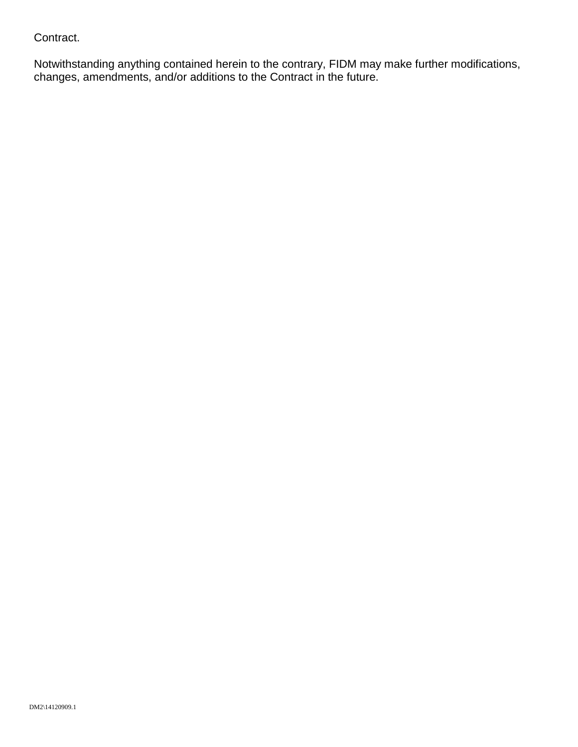Contract.

Notwithstanding anything contained herein to the contrary, FIDM may make further modifications, changes, amendments, and/or additions to the Contract in the future.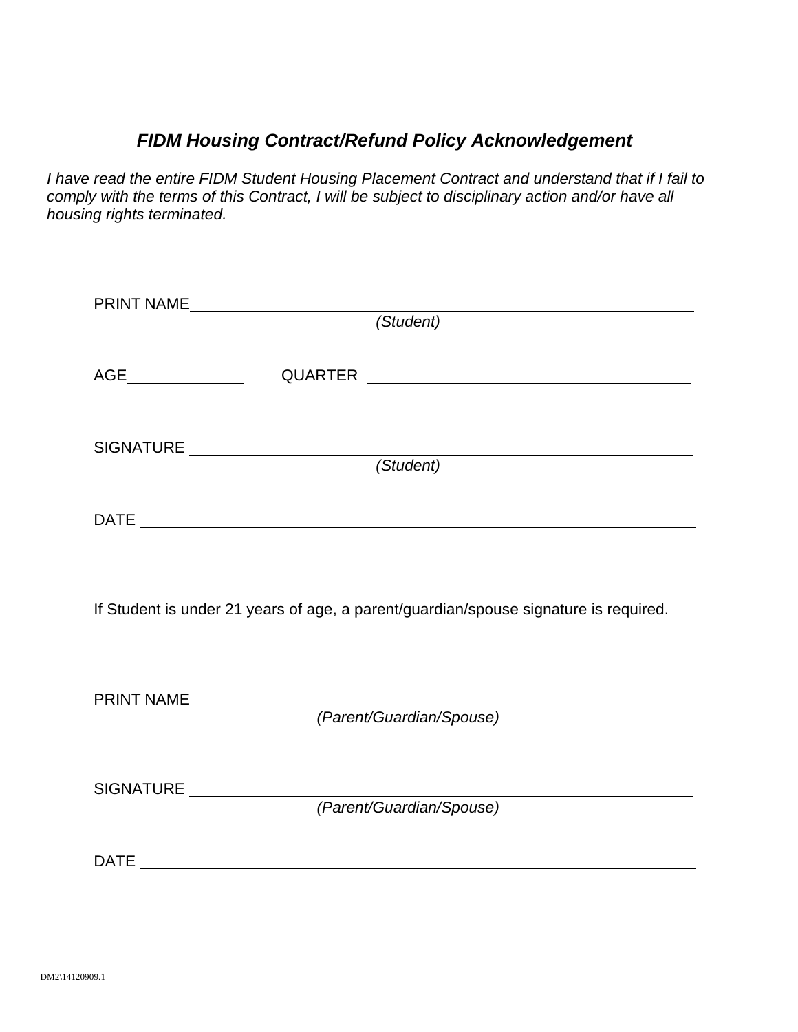## *FIDM Housing Contract/Refund Policy Acknowledgement*

*I have read the entire FIDM Student Housing Placement Contract and understand that if I fail to comply with the terms of this Contract, I will be subject to disciplinary action and/or have all housing rights terminated.*

PRINT NAME\_\_\_\_\_\_\_\_\_\_\_\_\_\_\_\_\_\_\_\_\_\_\_\_\_\_\_\_\_\_\_\_\_\_\_\_\_\_\_\_\_\_\_\_\_\_\_\_\_\_\_\_
*(Student)*

AGE\_\_\_\_\_\_\_\_\_\_\_\_\_ QUARTER \_\_\_\_\_\_\_\_\_\_\_\_\_\_\_\_\_\_\_\_\_\_\_\_\_\_\_\_\_\_\_\_\_\_\_\_

SIGNATURE \_\_\_\_\_\_\_\_\_\_\_\_\_\_\_\_\_\_\_\_\_\_\_\_\_\_\_\_\_\_\_\_\_\_\_\_\_\_\_\_\_\_\_\_\_\_\_\_\_\_\_\_
*(Student)*

DATE \_\_\_\_\_\_\_\_\_\_\_\_\_\_\_\_\_\_\_\_\_\_\_\_\_\_\_\_\_\_\_\_\_\_\_\_\_\_\_\_\_\_\_\_\_\_\_\_\_\_\_\_\_\_\_\_\_\_\_

If Student is under 21 years of age, a parent/guardian/spouse signature is required.

PRINT NAME\_\_\_\_\_\_\_\_\_\_\_\_\_\_\_\_\_\_\_\_\_\_\_\_\_\_\_\_\_\_\_\_\_\_\_\_\_\_\_\_\_\_\_\_\_\_\_\_\_\_\_\_
*(Parent/Guardian/Spouse)*

SIGNATURE \_\_\_\_\_\_\_\_\_\_\_\_\_\_\_\_\_\_\_\_\_\_\_\_\_\_\_\_\_\_\_\_\_\_\_\_\_\_\_\_\_\_\_\_\_\_\_\_\_\_\_\_
*(Parent/Guardian/Spouse)*

DATE \_\_\_\_\_\_\_\_\_\_\_\_\_\_\_\_\_\_\_\_\_\_\_\_\_\_\_\_\_\_\_\_\_\_\_\_\_\_\_\_\_\_\_\_\_\_\_\_\_\_\_\_\_\_\_\_\_\_\_

DM2\14120909.1